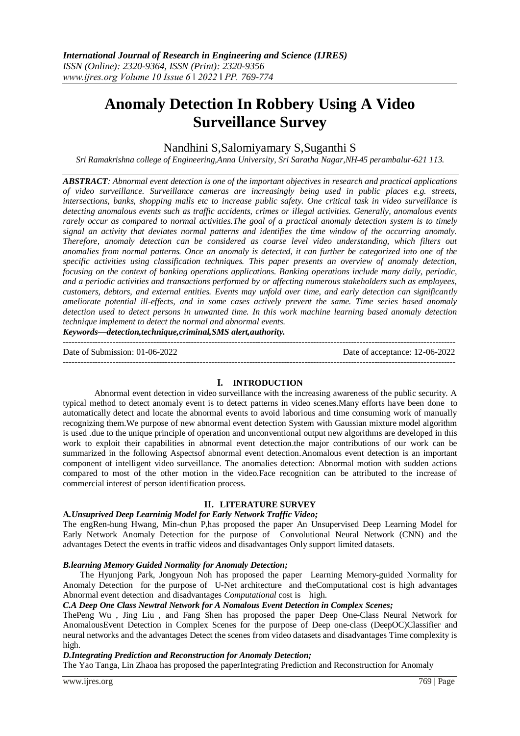# Anomaly Detection In Robbery Using A Video Surveillance Survey

Nandhini S,Salomiyamary S,Suganthi S

*Sri Ramakrishna college of Engineering,Anna University, Sri Saratha Nagar,NH-45 perambalur-621 113.*

***ABSTRACT**: Abnormal event detection is one of the important objectives in research and practical applications of video surveillance. Surveillance cameras are increasingly being used in public places e.g. streets, intersections, banks, shopping malls etc to increase public safety. One critical task in video surveillance is detecting anomalous events such as traffic accidents, crimes or illegal activities. Generally, anomalous events rarely occur as compared to normal activities.The goal of a practical anomaly detection system is to timely signal an activity that deviates normal patterns and identifies the time window of the occurring anomaly. Therefore, anomaly detection can be considered as coarse level video understanding, which filters out anomalies from normal patterns. Once an anomaly is detected, it can further be categorized into one of the specific activities using classification techniques. This paper presents an overview of anomaly detection, focusing on the context of banking operations applications. Banking operations include many daily, periodic, and a periodic activities and transactions performed by or affecting numerous stakeholders such as employees, customers, debtors, and external entities. Events may unfold over time, and early detection can significantly ameliorate potential ill-effects, and in some cases actively prevent the same. Time series based anomaly detection used to detect persons in unwanted time. In this work machine learning based anomaly detection technique implement to detect the normal and abnormal events.*

***Keywords—detection,technique,criminal,SMS alert,authority.***

---

Date of Submission: 01-06-2022 Date of acceptance: 12-06-2022

---

## I. INTRODUCTION

Abnormal event detection in video surveillance with the increasing awareness of the public security. A typical method to detect anomaly event is to detect patterns in video scenes.Many efforts have been done to automatically detect and locate the abnormal events to avoid laborious and time consuming work of manually recognizing them.We purpose of new abnormal event detection System with Gaussian mixture model algorithm is used .due to the unique principle of operation and unconventional output new algorithms are developed in this work to exploit their capabilities in abnormal event detection.the major contributions of our work can be summarized in the following Aspectsof abnormal event detection.Anomalous event detection is an important component of intelligent video surveillance. The anomalies detection: Abnormal motion with sudden actions compared to most of the other motion in the video.Face recognition can be attributed to the increase of commercial interest of person identification process.

## II. LITERATURE SURVEY

**A.*Unsuprived Deep Learninig Model for Early Network Traffic Video;***

The engRen-hung Hwang, Min-chun P,has proposed the paper An Unsupervised Deep Learning Model for Early Network Anomaly Detection for the purpose of Convolutional Neural Network (CNN) and the advantages Detect the events in traffic videos and disadvantages Only support limited datasets.

***B.learning Memory Guided Normality for Anomaly Detection;***

The Hyunjong Park, Jongyoun Noh has proposed the paper Learning Memory-guided Normality for Anomaly Detection for the purpose of U-Net architecture and theComputational cost is high advantages Abnormal event detection and disadvantages *Computational* cost is high.

***C.A Deep One Class Newtral Network for A Nomalous Event Detection in Complex Scenes;***

ThePeng Wu , Jing Liu , and Fang Shen has proposed the paper Deep One-Class Neural Network for AnomalousEvent Detection in Complex Scenes for the purpose of Deep one-class (DeepOC)Classifier and neural networks and the advantages Detect the scenes from video datasets and disadvantages Time complexity is high.

***D.Integrating Prediction and Reconstruction for Anomaly Detection;***

The Yao Tanga, Lin Zhaoa has proposed the paperIntegrating Prediction and Reconstruction for Anomaly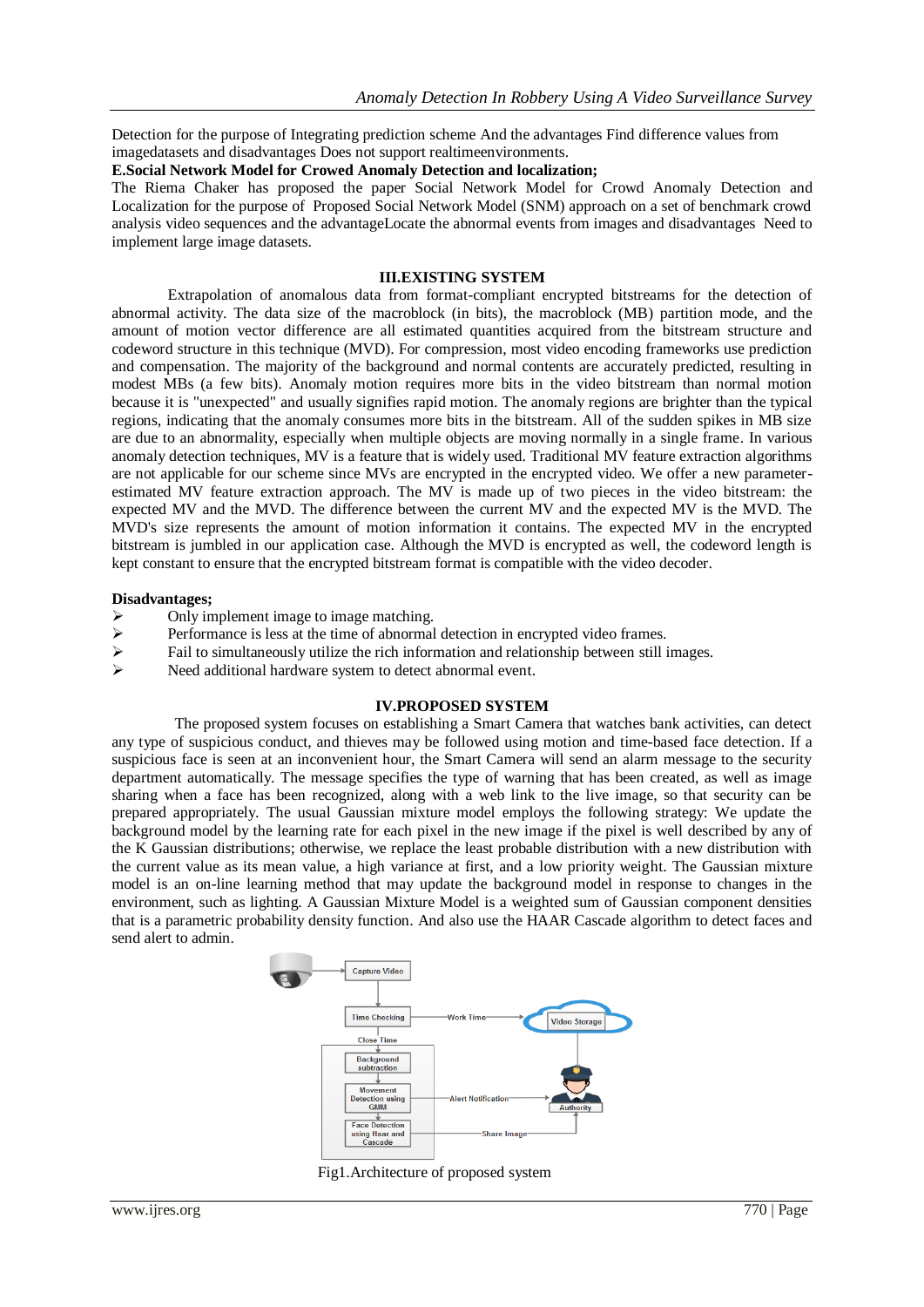Detection for the purpose of Integrating prediction scheme And the advantages Find difference values from imagedatasets and disadvantages Does not support realtimeenvironments.

**E.Social Network Model for Crowed Anomaly Detection and localization;**

The Riema Chaker has proposed the paper Social Network Model for Crowd Anomaly Detection and Localization for the purpose of Proposed Social Network Model (SNM) approach on a set of benchmark crowd analysis video sequences and the advantageLocate the abnormal events from images and disadvantages Need to implement large image datasets.

## III.EXISTING SYSTEM

Extrapolation of anomalous data from format-compliant encrypted bitstreams for the detection of abnormal activity. The data size of the macroblock (in bits), the macroblock (MB) partition mode, and the amount of motion vector difference are all estimated quantities acquired from the bitstream structure and codeword structure in this technique (MVD). For compression, most video encoding frameworks use prediction and compensation. The majority of the background and normal contents are accurately predicted, resulting in modest MBs (a few bits). Anomaly motion requires more bits in the video bitstream than normal motion because it is "unexpected" and usually signifies rapid motion. The anomaly regions are brighter than the typical regions, indicating that the anomaly consumes more bits in the bitstream. All of the sudden spikes in MB size are due to an abnormality, especially when multiple objects are moving normally in a single frame. In various anomaly detection techniques, MV is a feature that is widely used. Traditional MV feature extraction algorithms are not applicable for our scheme since MVs are encrypted in the encrypted video. We offer a new parameter-estimated MV feature extraction approach. The MV is made up of two pieces in the video bitstream: the expected MV and the MVD. The difference between the current MV and the expected MV is the MVD. The MVD's size represents the amount of motion information it contains. The expected MV in the encrypted bitstream is jumbled in our application case. Although the MVD is encrypted as well, the codeword length is kept constant to ensure that the encrypted bitstream format is compatible with the video decoder.

**Disadvantages;**

- Only implement image to image matching.
- Performance is less at the time of abnormal detection in encrypted video frames.
- Fail to simultaneously utilize the rich information and relationship between still images.
- Need additional hardware system to detect abnormal event.

## IV.PROPOSED SYSTEM

The proposed system focuses on establishing a Smart Camera that watches bank activities, can detect any type of suspicious conduct, and thieves may be followed using motion and time-based face detection. If a suspicious face is seen at an inconvenient hour, the Smart Camera will send an alarm message to the security department automatically. The message specifies the type of warning that has been created, as well as image sharing when a face has been recognized, along with a web link to the live image, so that security can be prepared appropriately. The usual Gaussian mixture model employs the following strategy: We update the background model by the learning rate for each pixel in the new image if the pixel is well described by any of the K Gaussian distributions; otherwise, we replace the least probable distribution with a new distribution with the current value as its mean value, a high variance at first, and a low priority weight. The Gaussian mixture model is an on-line learning method that may update the background model in response to changes in the environment, such as lighting. A Gaussian Mixture Model is a weighted sum of Gaussian component densities that is a parametric probability density function. And also use the HAAR Cascade algorithm to detect faces and send alert to admin.

Fig1.Architecture of proposed system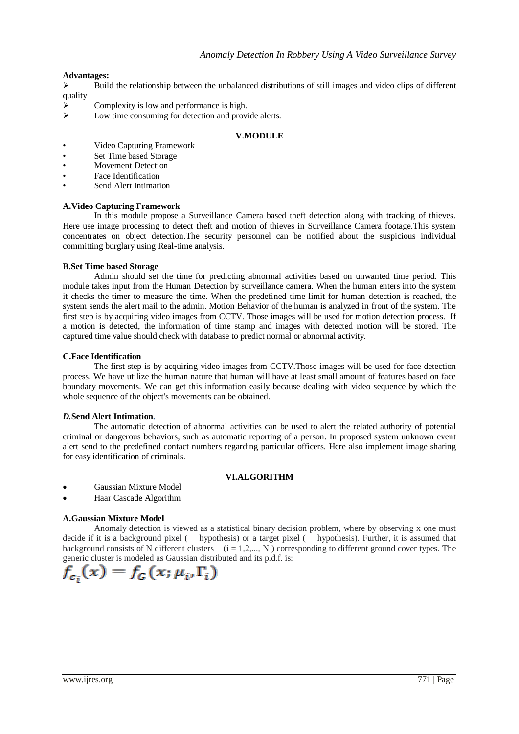**Advantages:**

- Build the relationship between the unbalanced distributions of still images and video clips of different quality
- Complexity is low and performance is high.
- Low time consuming for detection and provide alerts.

## V.MODULE

- Video Capturing Framework
- Set Time based Storage
- Movement Detection
- Face Identification
- Send Alert Intimation

**A.Video Capturing Framework**

In this module propose a Surveillance Camera based theft detection along with tracking of thieves. Here use image processing to detect theft and motion of thieves in Surveillance Camera footage.This system concentrates on object detection.The security personnel can be notified about the suspicious individual committing burglary using Real-time analysis.

**B.Set Time based Storage**

Admin should set the time for predicting abnormal activities based on unwanted time period. This module takes input from the Human Detection by surveillance camera. When the human enters into the system it checks the timer to measure the time. When the predefined time limit for human detection is reached, the system sends the alert mail to the admin. Motion Behavior of the human is analyzed in front of the system. The first step is by acquiring video images from CCTV. Those images will be used for motion detection process. If a motion is detected, the information of time stamp and images with detected motion will be stored. The captured time value should check with database to predict normal or abnormal activity.

**C.Face Identification**

The first step is by acquiring video images from CCTV.Those images will be used for face detection process. We have utilize the human nature that human will have at least small amount of features based on face boundary movements. We can get this information easily because dealing with video sequence by which the whole sequence of the object's movements can be obtained.

***D.*Send Alert Intimation.**

The automatic detection of abnormal activities can be used to alert the related authority of potential criminal or dangerous behaviors, such as automatic reporting of a person. In proposed system unknown event alert send to the predefined contact numbers regarding particular officers. Here also implement image sharing for easy identification of criminals.

## VI.ALGORITHM

- Gaussian Mixture Model
- Haar Cascade Algorithm

**A.Gaussian Mixture Model**

Anomaly detection is viewed as a statistical binary decision problem, where by observing x one must decide if it is a background pixel (   hypothesis) or a target pixel (   hypothesis). Further, it is assumed that background consists of N different clusters   (i = 1,2,..., N ) corresponding to different ground cover types. The generic cluster is modeled as Gaussian distributed and its p.d.f. is:

$$f_{c_i}(x) = f_G(x; \mu_i, \Gamma_i)$$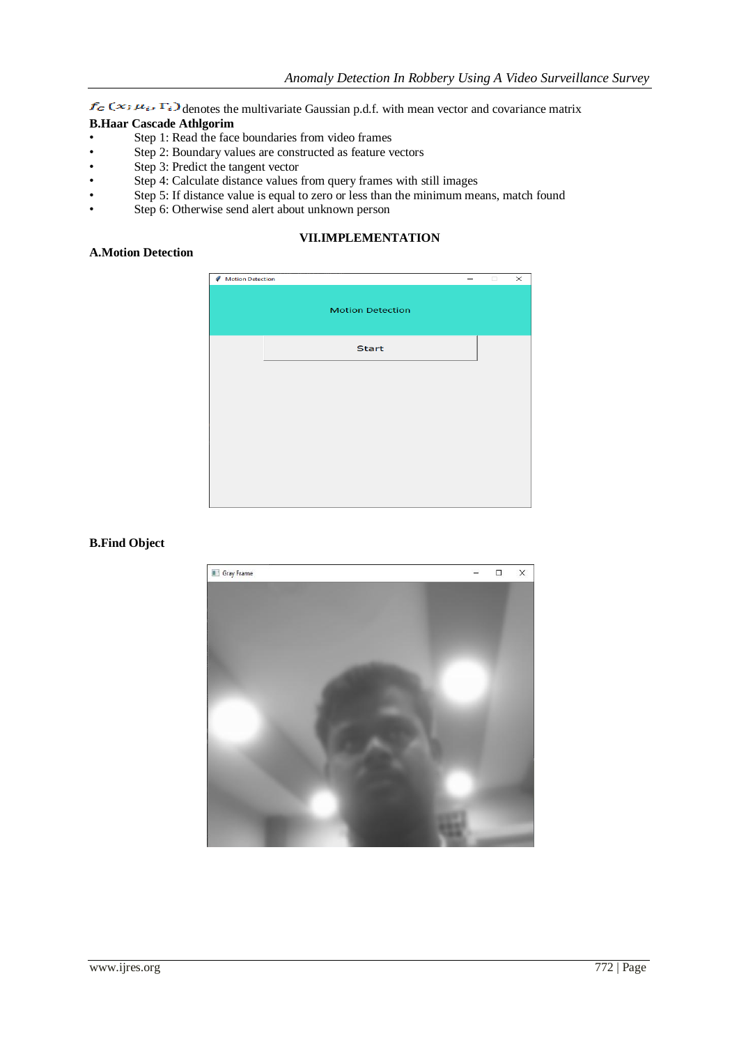$f_G(x; \mu_i, \Gamma_i)$ denotes the multivariate Gaussian p.d.f. with mean vector and covariance matrix

**B.Haar Cascade Athlgorim**

- Step 1: Read the face boundaries from video frames
- Step 2: Boundary values are constructed as feature vectors
- Step 3: Predict the tangent vector
- Step 4: Calculate distance values from query frames with still images
- Step 5: If distance value is equal to zero or less than the minimum means, match found
- Step 6: Otherwise send alert about unknown person

## VII.IMPLEMENTATION

**A.Motion Detection**

**B.Find Object**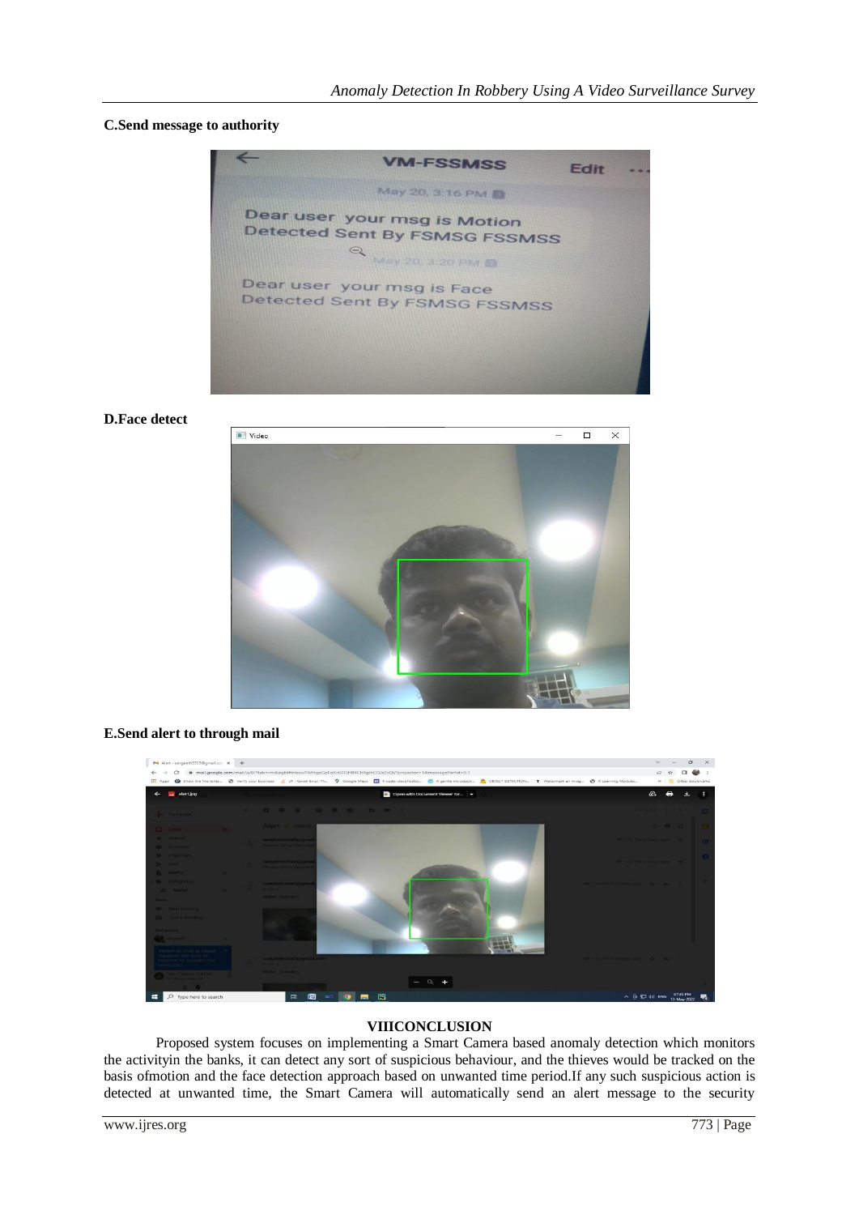**C.Send message to authority**

**D.Face detect**

**E.Send alert to through mail**

## VIIICONCLUSION

Proposed system focuses on implementing a Smart Camera based anomaly detection which monitors the activityin the banks, it can detect any sort of suspicious behaviour, and the thieves would be tracked on the basis ofmotion and the face detection approach based on unwanted time period.If any such suspicious action is detected at unwanted time, the Smart Camera will automatically send an alert message to the security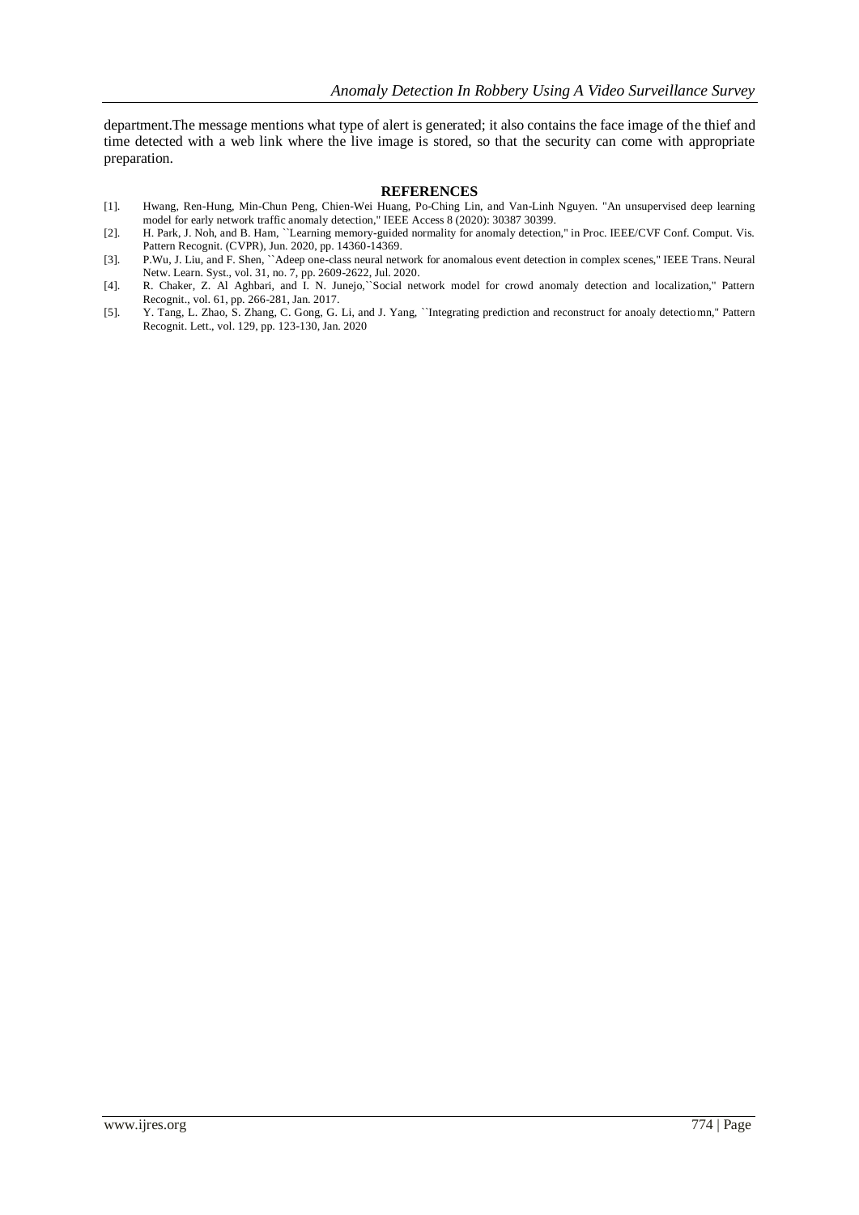department.The message mentions what type of alert is generated; it also contains the face image of the thief and time detected with a web link where the live image is stored, so that the security can come with appropriate preparation.

## REFERENCES

[1]. Hwang, Ren-Hung, Min-Chun Peng, Chien-Wei Huang, Po-Ching Lin, and Van-Linh Nguyen. "An unsupervised deep learning model for early network traffic anomaly detection," IEEE Access 8 (2020): 30387 30399.

[2]. H. Park, J. Noh, and B. Ham, ``Learning memory-guided normality for anomaly detection," in Proc. IEEE/CVF Conf. Comput. Vis. Pattern Recognit. (CVPR), Jun. 2020, pp. 14360-14369.

[3]. P.Wu, J. Liu, and F. Shen, ``Adeep one-class neural network for anomalous event detection in complex scenes," IEEE Trans. Neural Netw. Learn. Syst., vol. 31, no. 7, pp. 2609-2622, Jul. 2020.

[4]. R. Chaker, Z. Al Aghbari, and I. N. Junejo,``Social network model for crowd anomaly detection and localization," Pattern Recognit., vol. 61, pp. 266-281, Jan. 2017.

[5]. Y. Tang, L. Zhao, S. Zhang, C. Gong, G. Li, and J. Yang, ``Integrating prediction and reconstruct for anoaly detectiomn," Pattern Recognit. Lett., vol. 129, pp. 123-130, Jan. 2020